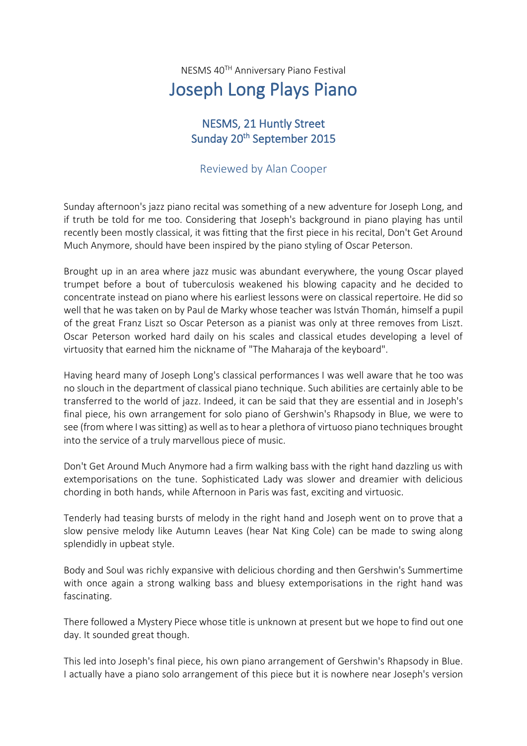NESMS 40TH Anniversary Piano Festival

# Joseph Long Plays Piano

## NESMS, 21 Huntly Street
## Sunday 20th September 2015

### Reviewed by Alan Cooper

Sunday afternoon's jazz piano recital was something of a new adventure for Joseph Long, and if truth be told for me too. Considering that Joseph's background in piano playing has until recently been mostly classical, it was fitting that the first piece in his recital, Don't Get Around Much Anymore, should have been inspired by the piano styling of Oscar Peterson.

Brought up in an area where jazz music was abundant everywhere, the young Oscar played trumpet before a bout of tuberculosis weakened his blowing capacity and he decided to concentrate instead on piano where his earliest lessons were on classical repertoire. He did so well that he was taken on by Paul de Marky whose teacher was István Thomán, himself a pupil of the great Franz Liszt so Oscar Peterson as a pianist was only at three removes from Liszt. Oscar Peterson worked hard daily on his scales and classical etudes developing a level of virtuosity that earned him the nickname of "The Maharaja of the keyboard".

Having heard many of Joseph Long's classical performances I was well aware that he too was no slouch in the department of classical piano technique. Such abilities are certainly able to be transferred to the world of jazz. Indeed, it can be said that they are essential and in Joseph's final piece, his own arrangement for solo piano of Gershwin's Rhapsody in Blue, we were to see (from where I was sitting) as well as to hear a plethora of virtuoso piano techniques brought into the service of a truly marvellous piece of music.

Don't Get Around Much Anymore had a firm walking bass with the right hand dazzling us with extemporisations on the tune. Sophisticated Lady was slower and dreamier with delicious chording in both hands, while Afternoon in Paris was fast, exciting and virtuosic.

Tenderly had teasing bursts of melody in the right hand and Joseph went on to prove that a slow pensive melody like Autumn Leaves (hear Nat King Cole) can be made to swing along splendidly in upbeat style.

Body and Soul was richly expansive with delicious chording and then Gershwin's Summertime with once again a strong walking bass and bluesy extemporisations in the right hand was fascinating.

There followed a Mystery Piece whose title is unknown at present but we hope to find out one day. It sounded great though.

This led into Joseph's final piece, his own piano arrangement of Gershwin's Rhapsody in Blue. I actually have a piano solo arrangement of this piece but it is nowhere near Joseph's version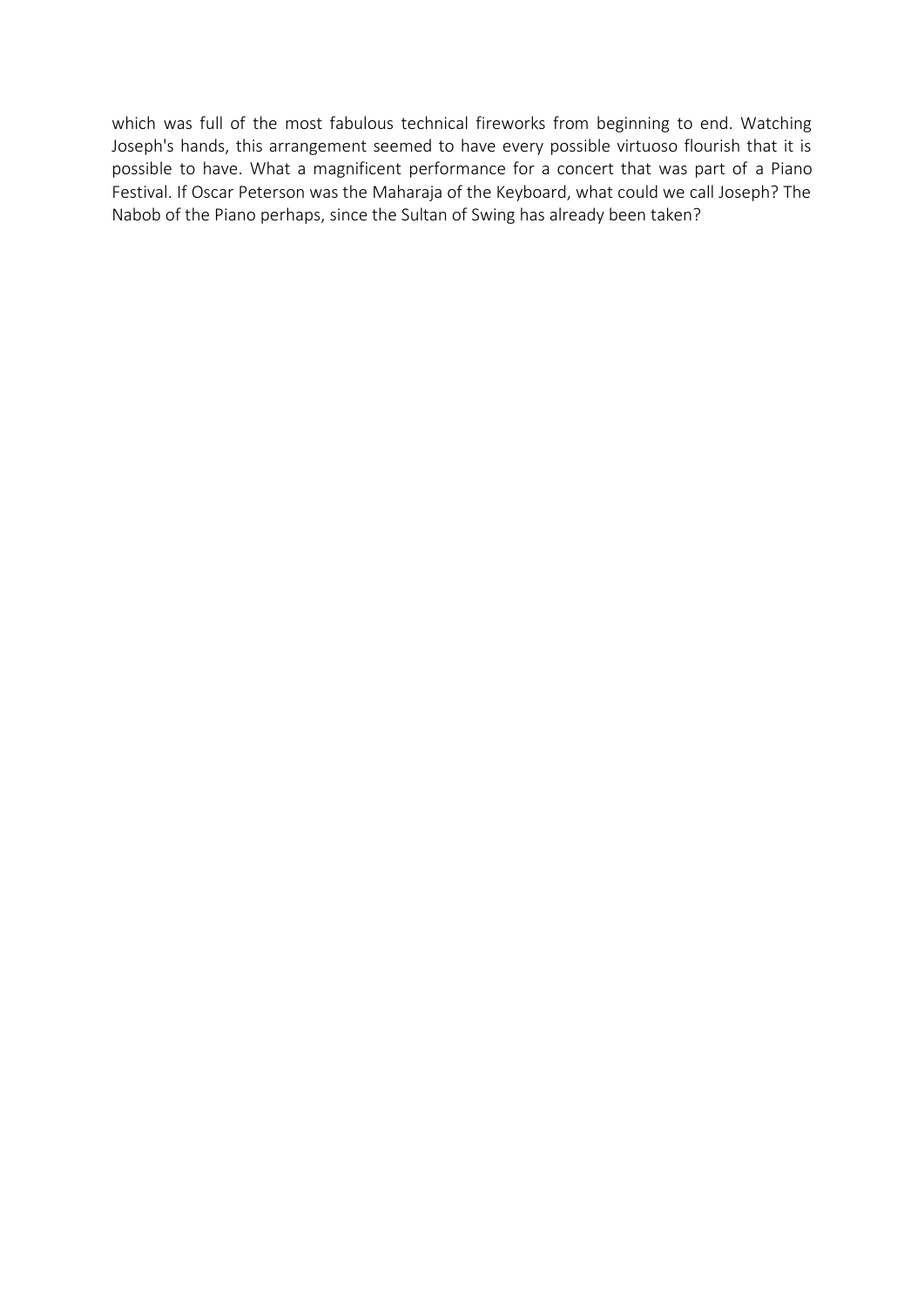which was full of the most fabulous technical fireworks from beginning to end. Watching Joseph's hands, this arrangement seemed to have every possible virtuoso flourish that it is possible to have. What a magnificent performance for a concert that was part of a Piano Festival. If Oscar Peterson was the Maharaja of the Keyboard, what could we call Joseph? The Nabob of the Piano perhaps, since the Sultan of Swing has already been taken?